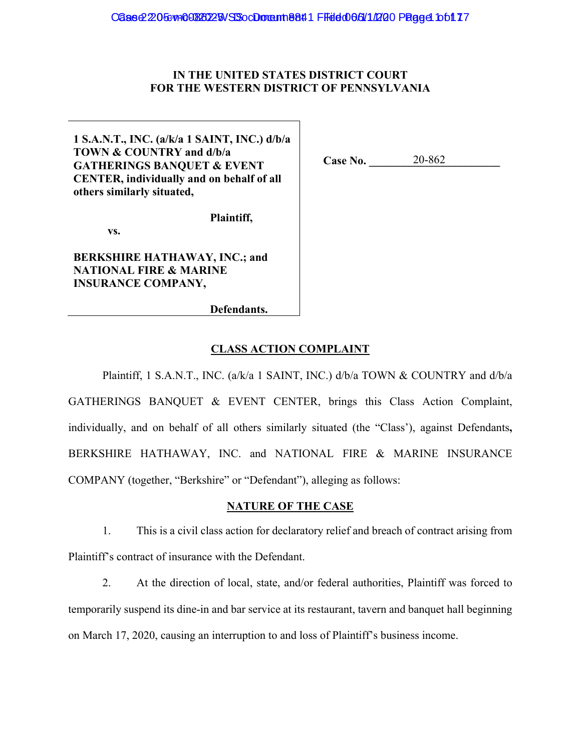**IN THE UNITED STATES DISTRICT COURT**
**FOR THE WESTERN DISTRICT OF PENNSYLVANIA**

| | |
|---|---|
| **1 S.A.N.T., INC. (a/k/a 1 SAINT, INC.) d/b/a TOWN & COUNTRY and d/b/a GATHERINGS BANQUET & EVENT CENTER, individually and on behalf of all others similarly situated,**<br><br>**Plaintiff,**<br><br>**vs.**<br><br>**BERKSHIRE HATHAWAY, INC.; and NATIONAL FIRE & MARINE INSURANCE COMPANY,**<br><br>**Defendants.** | **Case No.** 20-862 |

## CLASS ACTION COMPLAINT

Plaintiff, 1 S.A.N.T., INC. (a/k/a 1 SAINT, INC.) d/b/a TOWN & COUNTRY and d/b/a GATHERINGS BANQUET & EVENT CENTER, brings this Class Action Complaint, individually, and on behalf of all others similarly situated (the "Class'), against Defendants**,** BERKSHIRE HATHAWAY, INC. and NATIONAL FIRE & MARINE INSURANCE COMPANY (together, "Berkshire" or "Defendant"), alleging as follows:

## NATURE OF THE CASE

1. This is a civil class action for declaratory relief and breach of contract arising from Plaintiff's contract of insurance with the Defendant.

2. At the direction of local, state, and/or federal authorities, Plaintiff was forced to temporarily suspend its dine-in and bar service at its restaurant, tavern and banquet hall beginning on March 17, 2020, causing an interruption to and loss of Plaintiff's business income.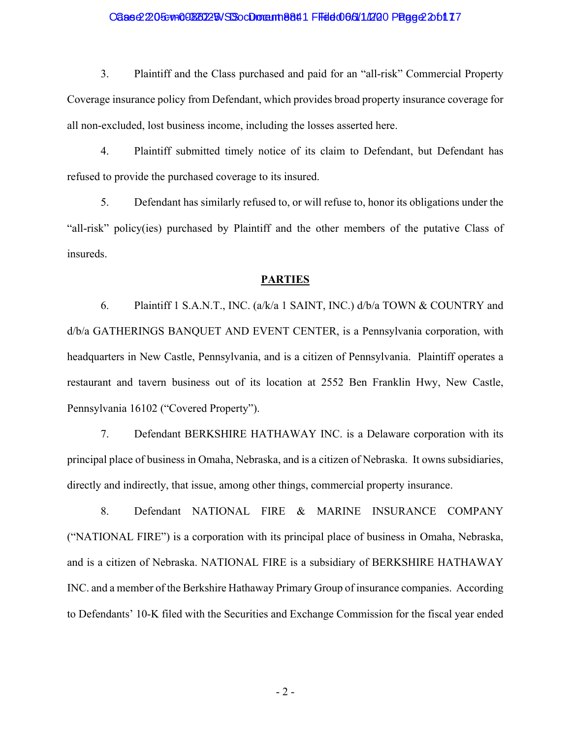3. Plaintiff and the Class purchased and paid for an "all-risk" Commercial Property Coverage insurance policy from Defendant, which provides broad property insurance coverage for all non-excluded, lost business income, including the losses asserted here.

4. Plaintiff submitted timely notice of its claim to Defendant, but Defendant has refused to provide the purchased coverage to its insured.

5. Defendant has similarly refused to, or will refuse to, honor its obligations under the "all-risk" policy(ies) purchased by Plaintiff and the other members of the putative Class of insureds.

## PARTIES

6. Plaintiff 1 S.A.N.T., INC. (a/k/a 1 SAINT, INC.) d/b/a TOWN & COUNTRY and d/b/a GATHERINGS BANQUET AND EVENT CENTER, is a Pennsylvania corporation, with headquarters in New Castle, Pennsylvania, and is a citizen of Pennsylvania. Plaintiff operates a restaurant and tavern business out of its location at 2552 Ben Franklin Hwy, New Castle, Pennsylvania 16102 ("Covered Property").

7. Defendant BERKSHIRE HATHAWAY INC. is a Delaware corporation with its principal place of business in Omaha, Nebraska, and is a citizen of Nebraska. It owns subsidiaries, directly and indirectly, that issue, among other things, commercial property insurance.

8. Defendant NATIONAL FIRE & MARINE INSURANCE COMPANY ("NATIONAL FIRE") is a corporation with its principal place of business in Omaha, Nebraska, and is a citizen of Nebraska. NATIONAL FIRE is a subsidiary of BERKSHIRE HATHAWAY INC. and a member of the Berkshire Hathaway Primary Group of insurance companies. According to Defendants' 10-K filed with the Securities and Exchange Commission for the fiscal year ended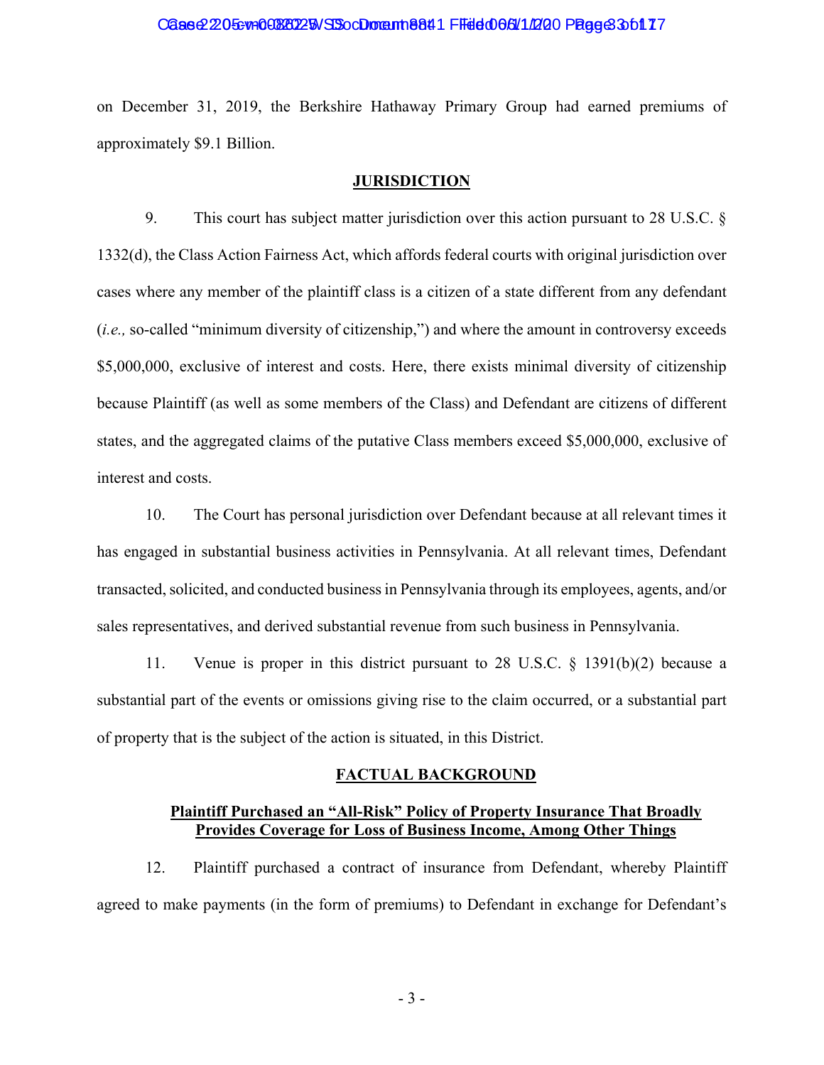on December 31, 2019, the Berkshire Hathaway Primary Group had earned premiums of approximately $9.1 Billion.

## JURISDICTION

9. This court has subject matter jurisdiction over this action pursuant to 28 U.S.C. § 1332(d), the Class Action Fairness Act, which affords federal courts with original jurisdiction over cases where any member of the plaintiff class is a citizen of a state different from any defendant (*i.e.,* so-called "minimum diversity of citizenship,") and where the amount in controversy exceeds $5,000,000, exclusive of interest and costs. Here, there exists minimal diversity of citizenship because Plaintiff (as well as some members of the Class) and Defendant are citizens of different states, and the aggregated claims of the putative Class members exceed $5,000,000, exclusive of interest and costs.

10. The Court has personal jurisdiction over Defendant because at all relevant times it has engaged in substantial business activities in Pennsylvania. At all relevant times, Defendant transacted, solicited, and conducted business in Pennsylvania through its employees, agents, and/or sales representatives, and derived substantial revenue from such business in Pennsylvania.

11. Venue is proper in this district pursuant to 28 U.S.C. § 1391(b)(2) because a substantial part of the events or omissions giving rise to the claim occurred, or a substantial part of property that is the subject of the action is situated, in this District.

## FACTUAL BACKGROUND

### Plaintiff Purchased an "All-Risk" Policy of Property Insurance That Broadly Provides Coverage for Loss of Business Income, Among Other Things

12. Plaintiff purchased a contract of insurance from Defendant, whereby Plaintiff agreed to make payments (in the form of premiums) to Defendant in exchange for Defendant's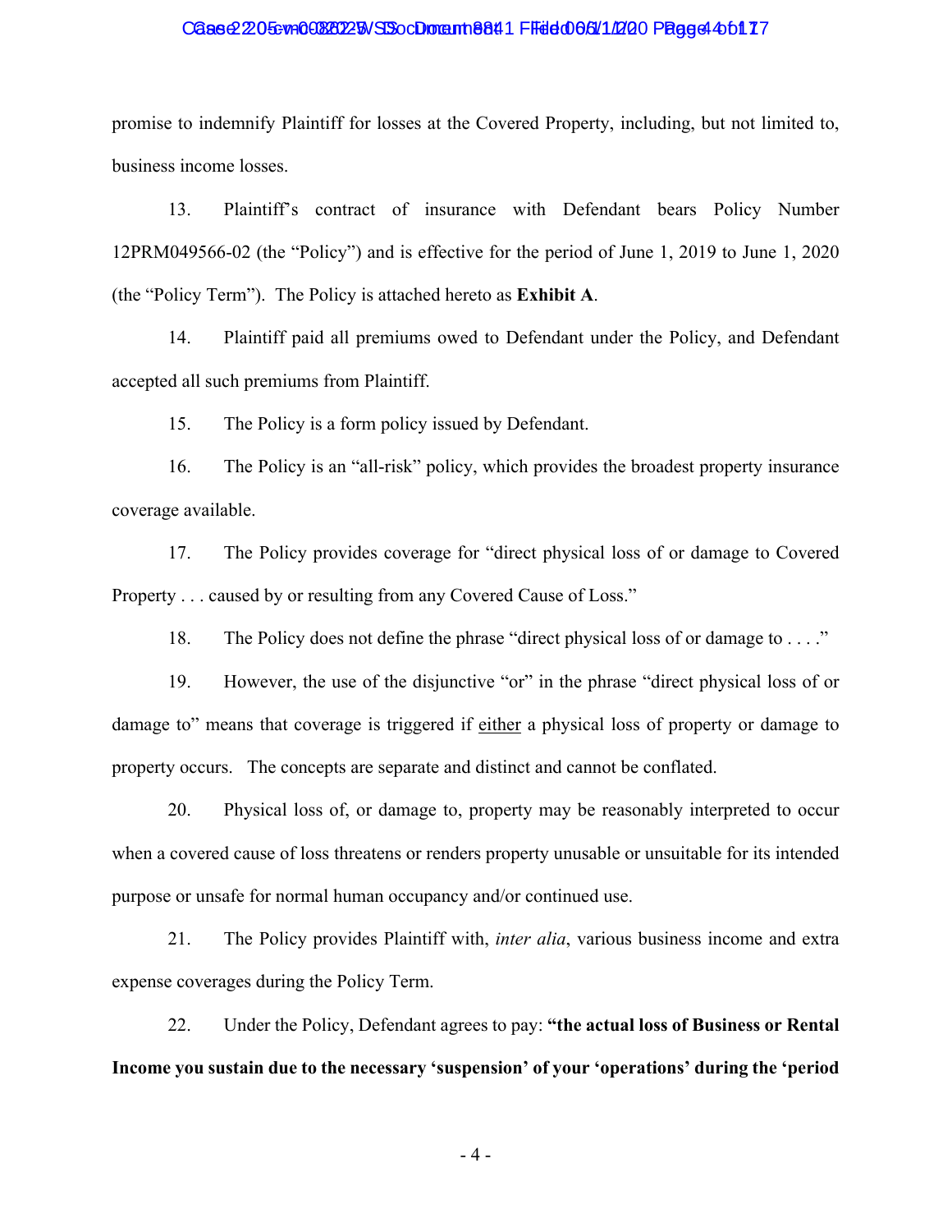promise to indemnify Plaintiff for losses at the Covered Property, including, but not limited to, business income losses.

13. Plaintiff's contract of insurance with Defendant bears Policy Number 12PRM049566-02 (the "Policy") and is effective for the period of June 1, 2019 to June 1, 2020 (the "Policy Term"). The Policy is attached hereto as **Exhibit A**.

14. Plaintiff paid all premiums owed to Defendant under the Policy, and Defendant accepted all such premiums from Plaintiff.

15. The Policy is a form policy issued by Defendant.

16. The Policy is an "all-risk" policy, which provides the broadest property insurance coverage available.

17. The Policy provides coverage for "direct physical loss of or damage to Covered Property . . . caused by or resulting from any Covered Cause of Loss."

18. The Policy does not define the phrase "direct physical loss of or damage to . . . ."

19. However, the use of the disjunctive "or" in the phrase "direct physical loss of or damage to" means that coverage is triggered if <u>either</u> a physical loss of property or damage to property occurs. The concepts are separate and distinct and cannot be conflated.

20. Physical loss of, or damage to, property may be reasonably interpreted to occur when a covered cause of loss threatens or renders property unusable or unsuitable for its intended purpose or unsafe for normal human occupancy and/or continued use.

21. The Policy provides Plaintiff with, *inter alia*, various business income and extra expense coverages during the Policy Term.

22. Under the Policy, Defendant agrees to pay: **"the actual loss of Business or Rental Income you sustain due to the necessary 'suspension' of your 'operations' during the 'period**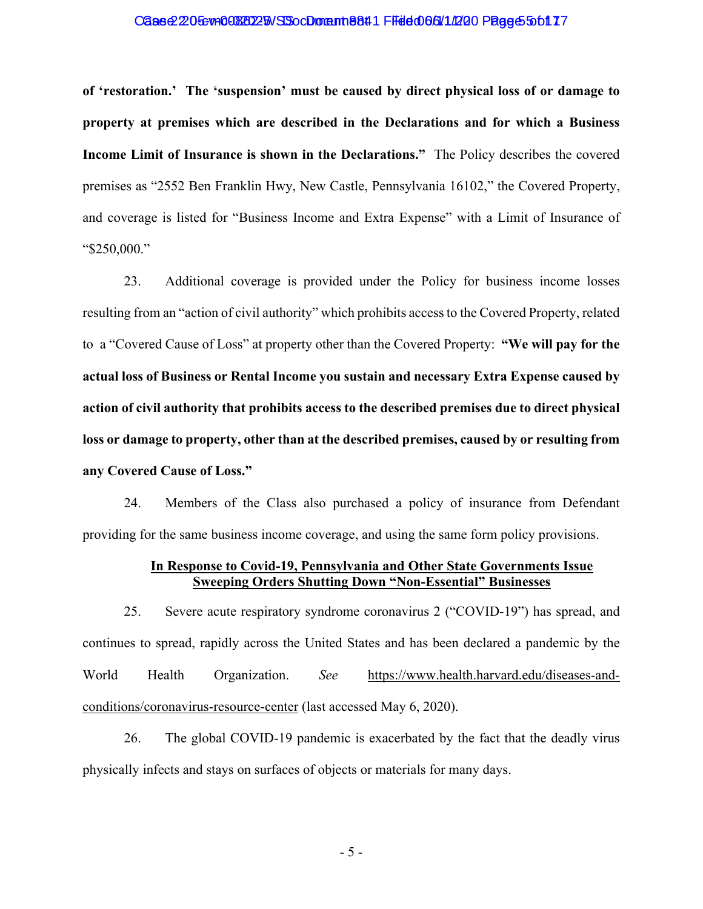**of 'restoration.' The 'suspension' must be caused by direct physical loss of or damage to property at premises which are described in the Declarations and for which a Business Income Limit of Insurance is shown in the Declarations."** The Policy describes the covered premises as "2552 Ben Franklin Hwy, New Castle, Pennsylvania 16102," the Covered Property, and coverage is listed for "Business Income and Extra Expense" with a Limit of Insurance of "$250,000."

23. Additional coverage is provided under the Policy for business income losses resulting from an "action of civil authority" which prohibits access to the Covered Property, related to a "Covered Cause of Loss" at property other than the Covered Property: **"We will pay for the actual loss of Business or Rental Income you sustain and necessary Extra Expense caused by action of civil authority that prohibits access to the described premises due to direct physical loss or damage to property, other than at the described premises, caused by or resulting from any Covered Cause of Loss."**

24. Members of the Class also purchased a policy of insurance from Defendant providing for the same business income coverage, and using the same form policy provisions.

**In Response to Covid-19, Pennsylvania and Other State Governments Issue Sweeping Orders Shutting Down "Non-Essential" Businesses**

25. Severe acute respiratory syndrome coronavirus 2 ("COVID-19") has spread, and continues to spread, rapidly across the United States and has been declared a pandemic by the World Health Organization. *See* https://www.health.harvard.edu/diseases-and-conditions/coronavirus-resource-center (last accessed May 6, 2020).

26. The global COVID-19 pandemic is exacerbated by the fact that the deadly virus physically infects and stays on surfaces of objects or materials for many days.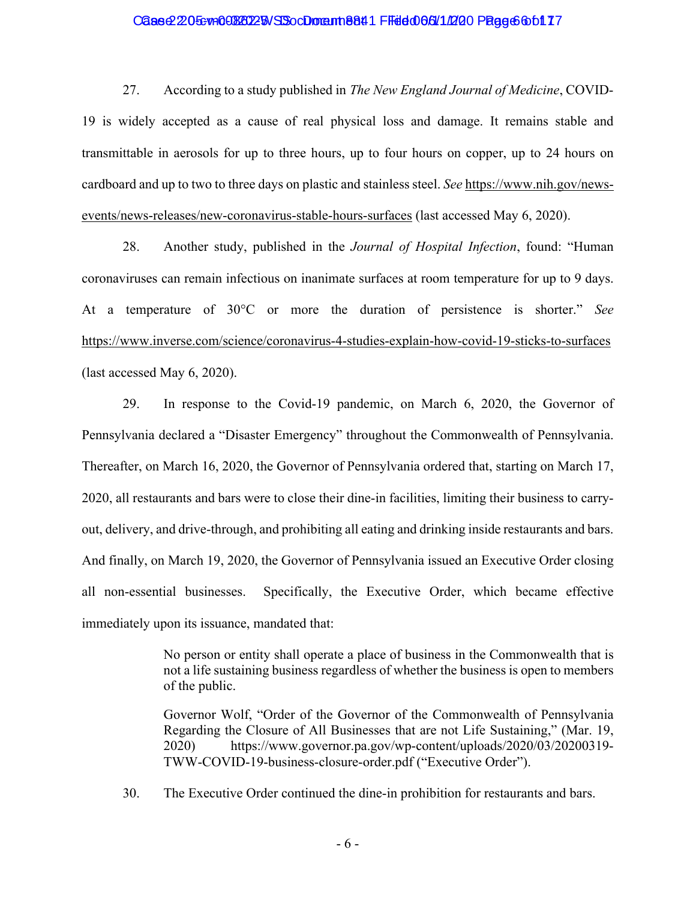27. According to a study published in *The New England Journal of Medicine*, COVID-19 is widely accepted as a cause of real physical loss and damage. It remains stable and transmittable in aerosols for up to three hours, up to four hours on copper, up to 24 hours on cardboard and up to two to three days on plastic and stainless steel. *See* https://www.nih.gov/news-events/news-releases/new-coronavirus-stable-hours-surfaces (last accessed May 6, 2020).

28. Another study, published in the *Journal of Hospital Infection*, found: "Human coronaviruses can remain infectious on inanimate surfaces at room temperature for up to 9 days. At a temperature of 30°C or more the duration of persistence is shorter." *See* https://www.inverse.com/science/coronavirus-4-studies-explain-how-covid-19-sticks-to-surfaces (last accessed May 6, 2020).

29. In response to the Covid-19 pandemic, on March 6, 2020, the Governor of Pennsylvania declared a "Disaster Emergency" throughout the Commonwealth of Pennsylvania. Thereafter, on March 16, 2020, the Governor of Pennsylvania ordered that, starting on March 17, 2020, all restaurants and bars were to close their dine-in facilities, limiting their business to carry-out, delivery, and drive-through, and prohibiting all eating and drinking inside restaurants and bars. And finally, on March 19, 2020, the Governor of Pennsylvania issued an Executive Order closing all non-essential businesses. Specifically, the Executive Order, which became effective immediately upon its issuance, mandated that:

> No person or entity shall operate a place of business in the Commonwealth that is not a life sustaining business regardless of whether the business is open to members of the public.
>
> Governor Wolf, "Order of the Governor of the Commonwealth of Pennsylvania Regarding the Closure of All Businesses that are not Life Sustaining," (Mar. 19, 2020) https://www.governor.pa.gov/wp-content/uploads/2020/03/20200319-TWW-COVID-19-business-closure-order.pdf ("Executive Order").

30. The Executive Order continued the dine-in prohibition for restaurants and bars.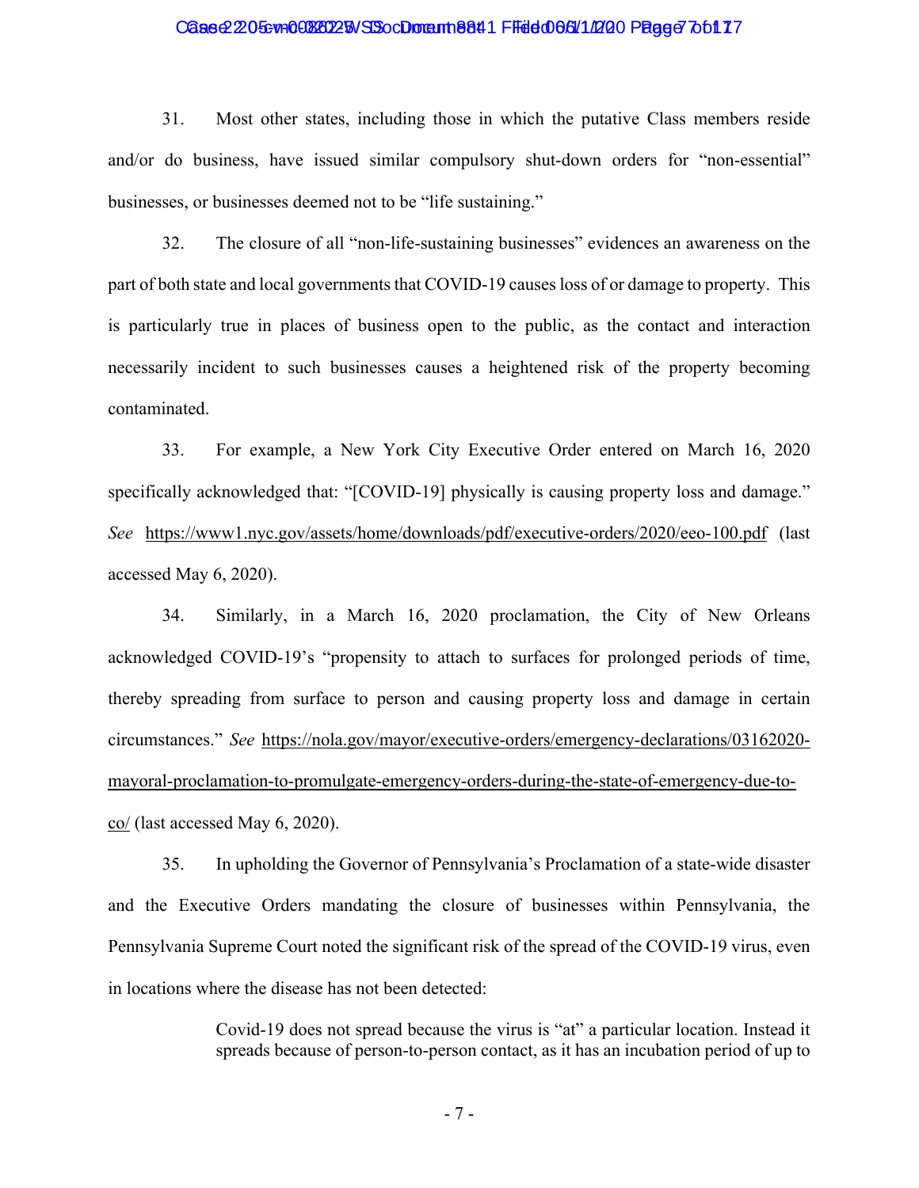31. Most other states, including those in which the putative Class members reside and/or do business, have issued similar compulsory shut-down orders for "non-essential" businesses, or businesses deemed not to be "life sustaining."

32. The closure of all "non-life-sustaining businesses" evidences an awareness on the part of both state and local governments that COVID-19 causes loss of or damage to property. This is particularly true in places of business open to the public, as the contact and interaction necessarily incident to such businesses causes a heightened risk of the property becoming contaminated.

33. For example, a New York City Executive Order entered on March 16, 2020 specifically acknowledged that: "[COVID-19] physically is causing property loss and damage." *See* https://www1.nyc.gov/assets/home/downloads/pdf/executive-orders/2020/eeo-100.pdf (last accessed May 6, 2020).

34. Similarly, in a March 16, 2020 proclamation, the City of New Orleans acknowledged COVID-19's "propensity to attach to surfaces for prolonged periods of time, thereby spreading from surface to person and causing property loss and damage in certain circumstances." *See* https://nola.gov/mayor/executive-orders/emergency-declarations/03162020-mayoral-proclamation-to-promulgate-emergency-orders-during-the-state-of-emergency-due-to-co/ (last accessed May 6, 2020).

35. In upholding the Governor of Pennsylvania's Proclamation of a state-wide disaster and the Executive Orders mandating the closure of businesses within Pennsylvania, the Pennsylvania Supreme Court noted the significant risk of the spread of the COVID-19 virus, even in locations where the disease has not been detected:

> Covid-19 does not spread because the virus is "at" a particular location. Instead it spreads because of person-to-person contact, as it has an incubation period of up to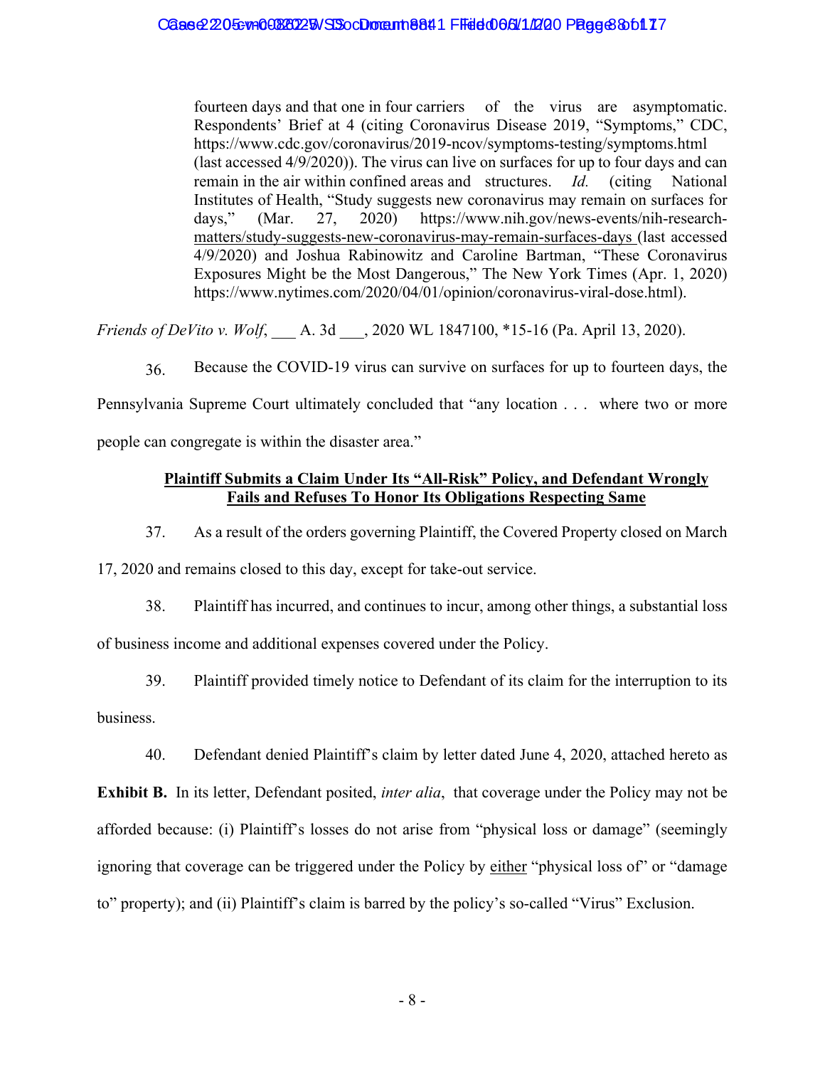> fourteen days and that one in four carriers of the virus are asymptomatic. Respondents' Brief at 4 (citing Coronavirus Disease 2019, "Symptoms," CDC, https://www.cdc.gov/coronavirus/2019-ncov/symptoms-testing/symptoms.html (last accessed 4/9/2020)). The virus can live on surfaces for up to four days and can remain in the air within confined areas and structures. *Id.* (citing National Institutes of Health, "Study suggests new coronavirus may remain on surfaces for days," (Mar. 27, 2020) https://www.nih.gov/news-events/nih-research-matters/study-suggests-new-coronavirus-may-remain-surfaces-days (last accessed 4/9/2020) and Joshua Rabinowitz and Caroline Bartman, "These Coronavirus Exposures Might be the Most Dangerous," The New York Times (Apr. 1, 2020) https://www.nytimes.com/2020/04/01/opinion/coronavirus-viral-dose.html).

*Friends of DeVito v. Wolf*, ___ A. 3d ___, 2020 WL 1847100, *15-16 (Pa. April 13, 2020).

36. Because the COVID-19 virus can survive on surfaces for up to fourteen days, the Pennsylvania Supreme Court ultimately concluded that "any location . . . where two or more people can congregate is within the disaster area."

**Plaintiff Submits a Claim Under Its "All-Risk" Policy, and Defendant Wrongly Fails and Refuses To Honor Its Obligations Respecting Same**

37. As a result of the orders governing Plaintiff, the Covered Property closed on March 17, 2020 and remains closed to this day, except for take-out service.

38. Plaintiff has incurred, and continues to incur, among other things, a substantial loss of business income and additional expenses covered under the Policy.

39. Plaintiff provided timely notice to Defendant of its claim for the interruption to its business.

40. Defendant denied Plaintiff's claim by letter dated June 4, 2020, attached hereto as **Exhibit B.** In its letter, Defendant posited, *inter alia*, that coverage under the Policy may not be afforded because: (i) Plaintiff's losses do not arise from "physical loss or damage" (seemingly ignoring that coverage can be triggered under the Policy by either "physical loss of" or "damage to" property); and (ii) Plaintiff's claim is barred by the policy's so-called "Virus" Exclusion.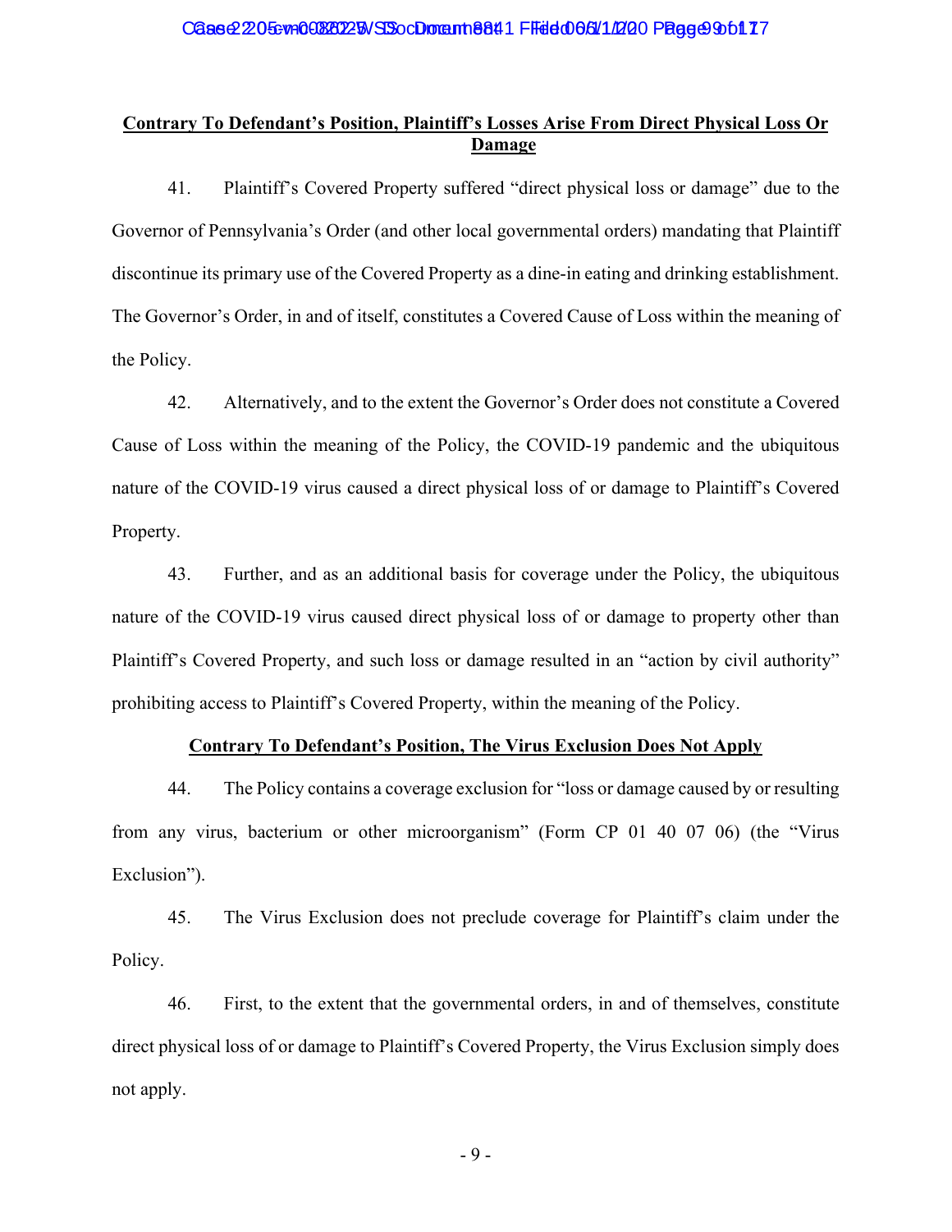**<u>Contrary To Defendant's Position, Plaintiff's Losses Arise From Direct Physical Loss Or Damage</u>**

41. Plaintiff's Covered Property suffered "direct physical loss or damage" due to the Governor of Pennsylvania's Order (and other local governmental orders) mandating that Plaintiff discontinue its primary use of the Covered Property as a dine-in eating and drinking establishment. The Governor's Order, in and of itself, constitutes a Covered Cause of Loss within the meaning of the Policy.

42. Alternatively, and to the extent the Governor's Order does not constitute a Covered Cause of Loss within the meaning of the Policy, the COVID-19 pandemic and the ubiquitous nature of the COVID-19 virus caused a direct physical loss of or damage to Plaintiff's Covered Property.

43. Further, and as an additional basis for coverage under the Policy, the ubiquitous nature of the COVID-19 virus caused direct physical loss of or damage to property other than Plaintiff's Covered Property, and such loss or damage resulted in an "action by civil authority" prohibiting access to Plaintiff's Covered Property, within the meaning of the Policy.

**<u>Contrary To Defendant's Position, The Virus Exclusion Does Not Apply</u>**

44. The Policy contains a coverage exclusion for "loss or damage caused by or resulting from any virus, bacterium or other microorganism" (Form CP 01 40 07 06) (the "Virus Exclusion").

45. The Virus Exclusion does not preclude coverage for Plaintiff's claim under the Policy.

46. First, to the extent that the governmental orders, in and of themselves, constitute direct physical loss of or damage to Plaintiff's Covered Property, the Virus Exclusion simply does not apply.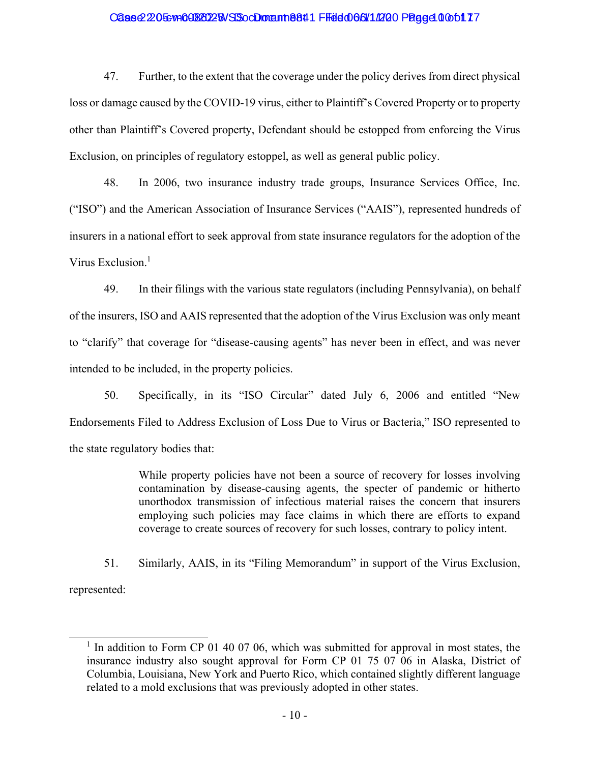47. Further, to the extent that the coverage under the policy derives from direct physical loss or damage caused by the COVID-19 virus, either to Plaintiff's Covered Property or to property other than Plaintiff's Covered property, Defendant should be estopped from enforcing the Virus Exclusion, on principles of regulatory estoppel, as well as general public policy.

48. In 2006, two insurance industry trade groups, Insurance Services Office, Inc. ("ISO") and the American Association of Insurance Services ("AAIS"), represented hundreds of insurers in a national effort to seek approval from state insurance regulators for the adoption of the Virus Exclusion.[1]

49. In their filings with the various state regulators (including Pennsylvania), on behalf of the insurers, ISO and AAIS represented that the adoption of the Virus Exclusion was only meant to "clarify" that coverage for "disease-causing agents" has never been in effect, and was never intended to be included, in the property policies.

50. Specifically, in its "ISO Circular" dated July 6, 2006 and entitled "New Endorsements Filed to Address Exclusion of Loss Due to Virus or Bacteria," ISO represented to the state regulatory bodies that:

> While property policies have not been a source of recovery for losses involving contamination by disease-causing agents, the specter of pandemic or hitherto unorthodox transmission of infectious material raises the concern that insurers employing such policies may face claims in which there are efforts to expand coverage to create sources of recovery for such losses, contrary to policy intent.

51. Similarly, AAIS, in its "Filing Memorandum" in support of the Virus Exclusion, represented:

---

[1] In addition to Form CP 01 40 07 06, which was submitted for approval in most states, the insurance industry also sought approval for Form CP 01 75 07 06 in Alaska, District of Columbia, Louisiana, New York and Puerto Rico, which contained slightly different language related to a mold exclusions that was previously adopted in other states.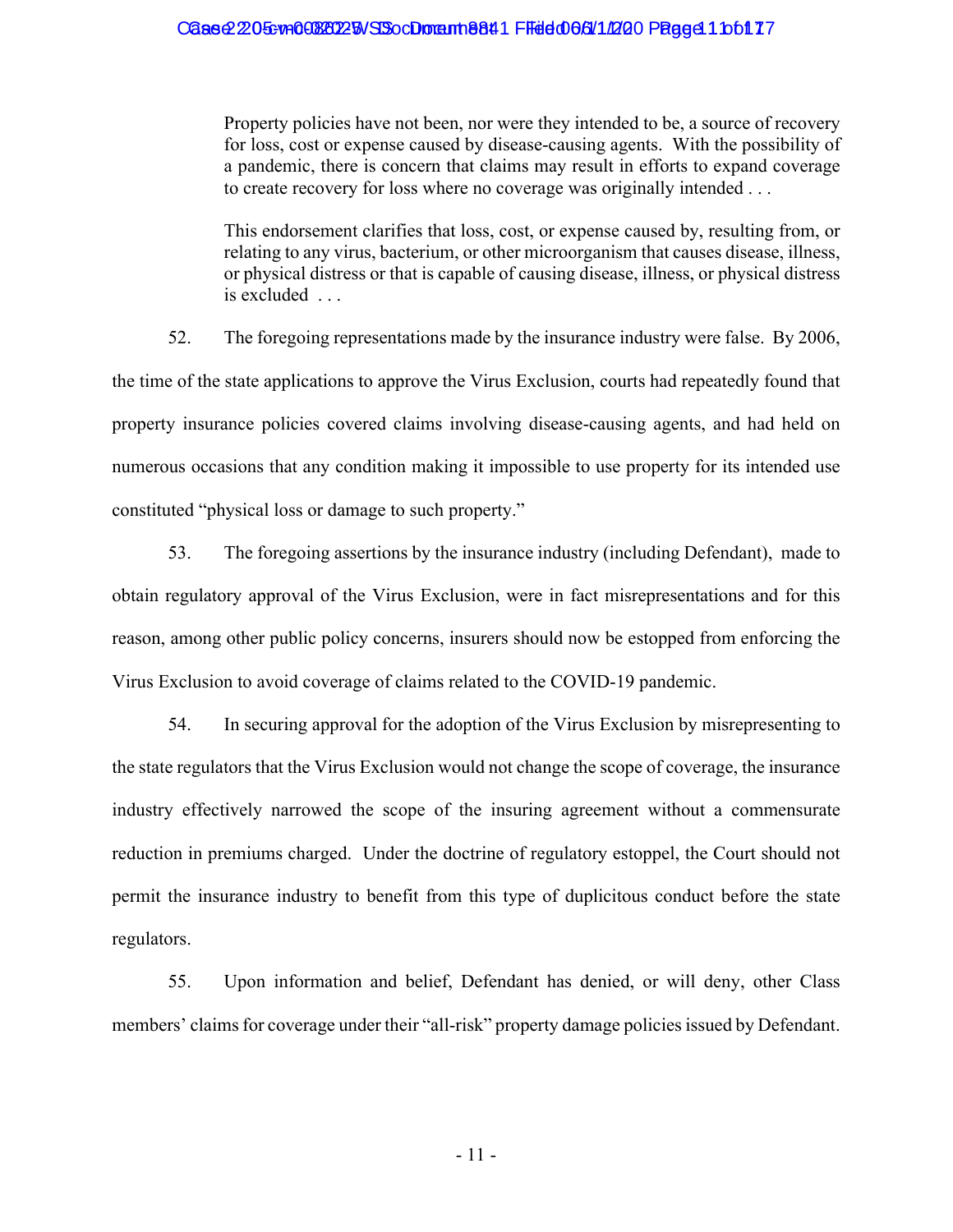> Property policies have not been, nor were they intended to be, a source of recovery for loss, cost or expense caused by disease-causing agents. With the possibility of a pandemic, there is concern that claims may result in efforts to expand coverage to create recovery for loss where no coverage was originally intended . . .
>
> This endorsement clarifies that loss, cost, or expense caused by, resulting from, or relating to any virus, bacterium, or other microorganism that causes disease, illness, or physical distress or that is capable of causing disease, illness, or physical distress is excluded . . .

52. The foregoing representations made by the insurance industry were false. By 2006, the time of the state applications to approve the Virus Exclusion, courts had repeatedly found that property insurance policies covered claims involving disease-causing agents, and had held on numerous occasions that any condition making it impossible to use property for its intended use constituted "physical loss or damage to such property."

53. The foregoing assertions by the insurance industry (including Defendant), made to obtain regulatory approval of the Virus Exclusion, were in fact misrepresentations and for this reason, among other public policy concerns, insurers should now be estopped from enforcing the Virus Exclusion to avoid coverage of claims related to the COVID-19 pandemic.

54. In securing approval for the adoption of the Virus Exclusion by misrepresenting to the state regulators that the Virus Exclusion would not change the scope of coverage, the insurance industry effectively narrowed the scope of the insuring agreement without a commensurate reduction in premiums charged. Under the doctrine of regulatory estoppel, the Court should not permit the insurance industry to benefit from this type of duplicitous conduct before the state regulators.

55. Upon information and belief, Defendant has denied, or will deny, other Class members' claims for coverage under their "all-risk" property damage policies issued by Defendant.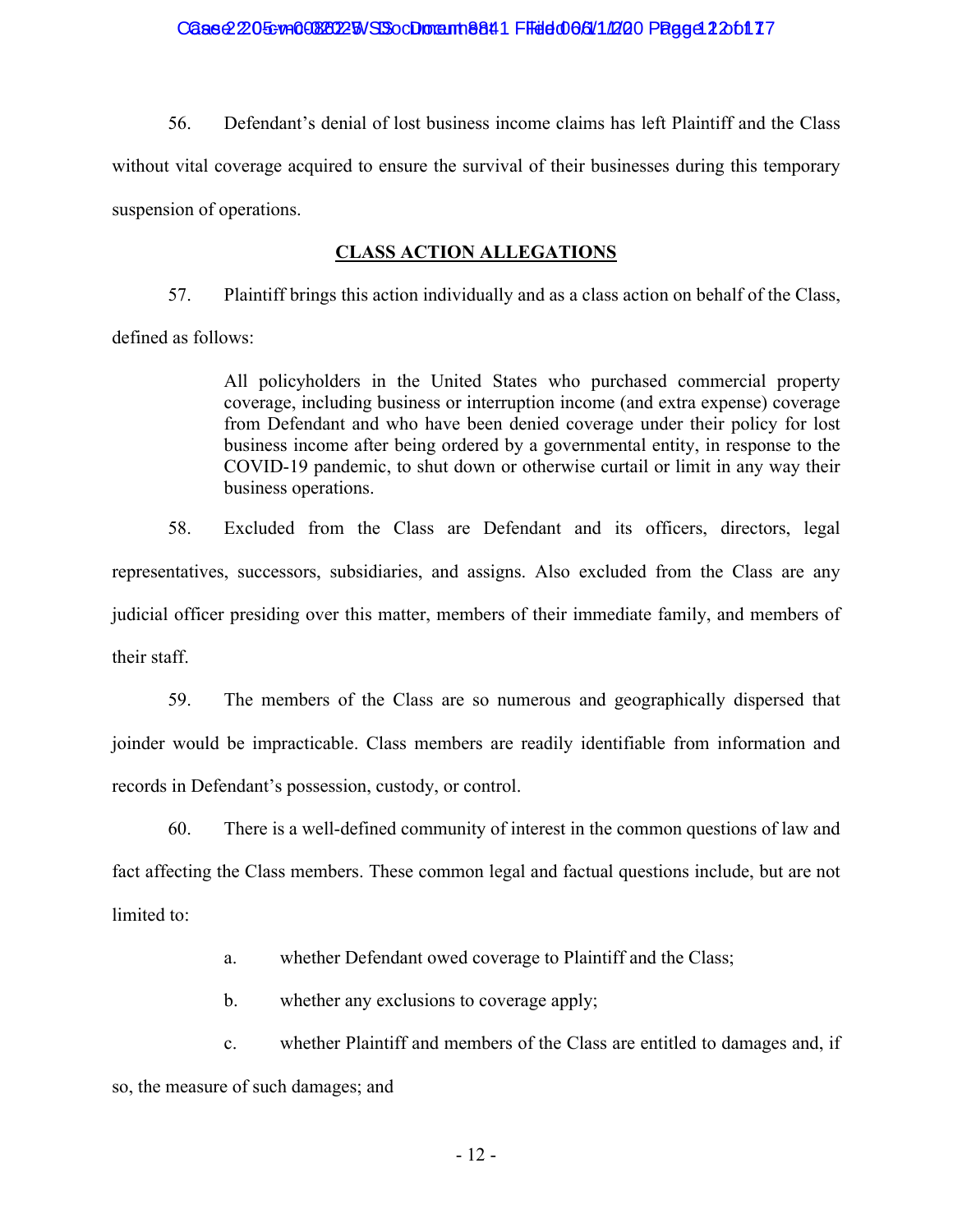56. Defendant's denial of lost business income claims has left Plaintiff and the Class without vital coverage acquired to ensure the survival of their businesses during this temporary suspension of operations.

## CLASS ACTION ALLEGATIONS

57. Plaintiff brings this action individually and as a class action on behalf of the Class, defined as follows:

> All policyholders in the United States who purchased commercial property coverage, including business or interruption income (and extra expense) coverage from Defendant and who have been denied coverage under their policy for lost business income after being ordered by a governmental entity, in response to the COVID-19 pandemic, to shut down or otherwise curtail or limit in any way their business operations.

58. Excluded from the Class are Defendant and its officers, directors, legal representatives, successors, subsidiaries, and assigns. Also excluded from the Class are any judicial officer presiding over this matter, members of their immediate family, and members of their staff.

59. The members of the Class are so numerous and geographically dispersed that joinder would be impracticable. Class members are readily identifiable from information and records in Defendant's possession, custody, or control.

60. There is a well-defined community of interest in the common questions of law and fact affecting the Class members. These common legal and factual questions include, but are not limited to:

a. whether Defendant owed coverage to Plaintiff and the Class;

b. whether any exclusions to coverage apply;

c. whether Plaintiff and members of the Class are entitled to damages and, if so, the measure of such damages; and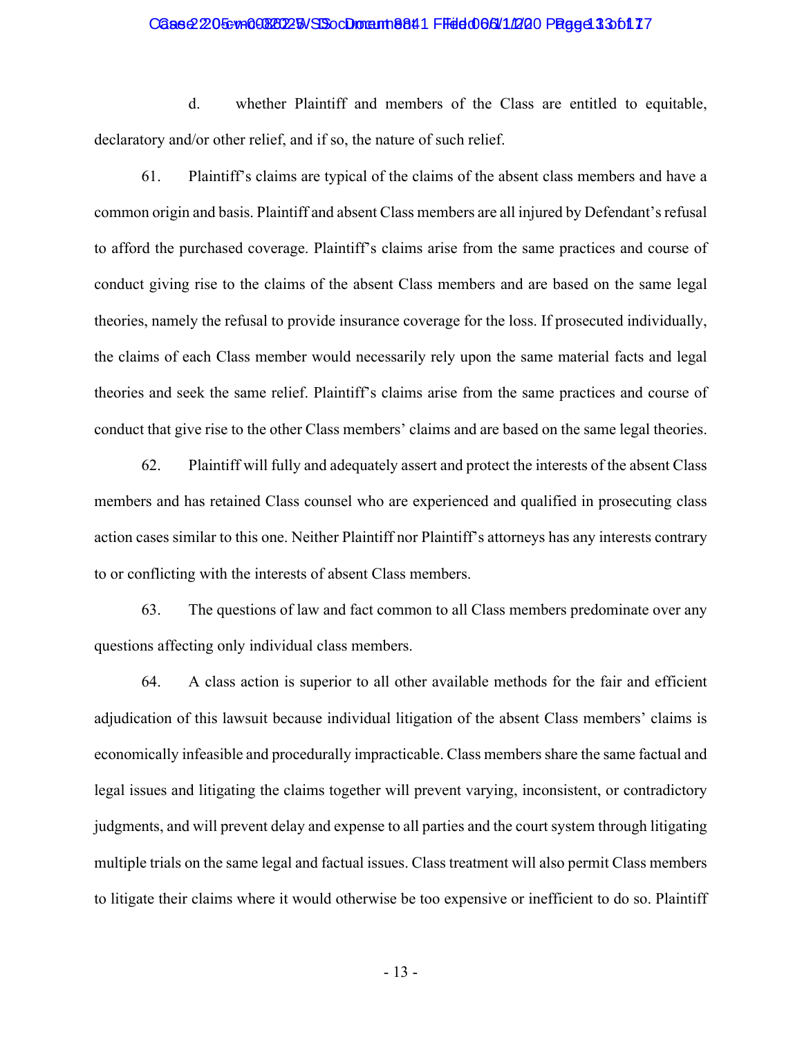d. whether Plaintiff and members of the Class are entitled to equitable, declaratory and/or other relief, and if so, the nature of such relief.

61. Plaintiff's claims are typical of the claims of the absent class members and have a common origin and basis. Plaintiff and absent Class members are all injured by Defendant's refusal to afford the purchased coverage. Plaintiff's claims arise from the same practices and course of conduct giving rise to the claims of the absent Class members and are based on the same legal theories, namely the refusal to provide insurance coverage for the loss. If prosecuted individually, the claims of each Class member would necessarily rely upon the same material facts and legal theories and seek the same relief. Plaintiff's claims arise from the same practices and course of conduct that give rise to the other Class members' claims and are based on the same legal theories.

62. Plaintiff will fully and adequately assert and protect the interests of the absent Class members and has retained Class counsel who are experienced and qualified in prosecuting class action cases similar to this one. Neither Plaintiff nor Plaintiff's attorneys has any interests contrary to or conflicting with the interests of absent Class members.

63. The questions of law and fact common to all Class members predominate over any questions affecting only individual class members.

64. A class action is superior to all other available methods for the fair and efficient adjudication of this lawsuit because individual litigation of the absent Class members' claims is economically infeasible and procedurally impracticable. Class members share the same factual and legal issues and litigating the claims together will prevent varying, inconsistent, or contradictory judgments, and will prevent delay and expense to all parties and the court system through litigating multiple trials on the same legal and factual issues. Class treatment will also permit Class members to litigate their claims where it would otherwise be too expensive or inefficient to do so. Plaintiff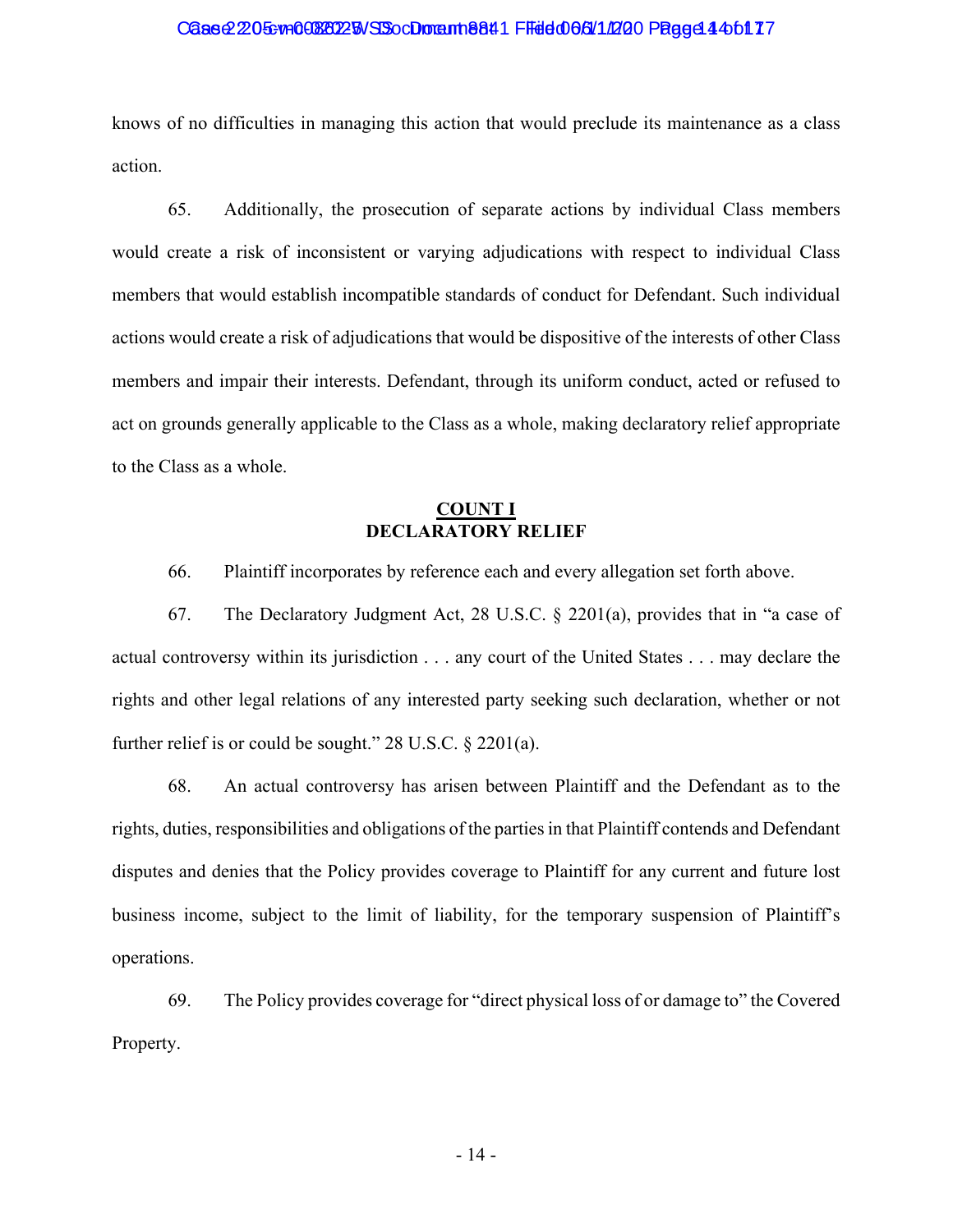knows of no difficulties in managing this action that would preclude its maintenance as a class action.

65. Additionally, the prosecution of separate actions by individual Class members would create a risk of inconsistent or varying adjudications with respect to individual Class members that would establish incompatible standards of conduct for Defendant. Such individual actions would create a risk of adjudications that would be dispositive of the interests of other Class members and impair their interests. Defendant, through its uniform conduct, acted or refused to act on grounds generally applicable to the Class as a whole, making declaratory relief appropriate to the Class as a whole.

**COUNT I**
**DECLARATORY RELIEF**

66. Plaintiff incorporates by reference each and every allegation set forth above.

67. The Declaratory Judgment Act, 28 U.S.C. § 2201(a), provides that in "a case of actual controversy within its jurisdiction . . . any court of the United States . . . may declare the rights and other legal relations of any interested party seeking such declaration, whether or not further relief is or could be sought." 28 U.S.C. § 2201(a).

68. An actual controversy has arisen between Plaintiff and the Defendant as to the rights, duties, responsibilities and obligations of the parties in that Plaintiff contends and Defendant disputes and denies that the Policy provides coverage to Plaintiff for any current and future lost business income, subject to the limit of liability, for the temporary suspension of Plaintiff's operations.

69. The Policy provides coverage for "direct physical loss of or damage to" the Covered Property.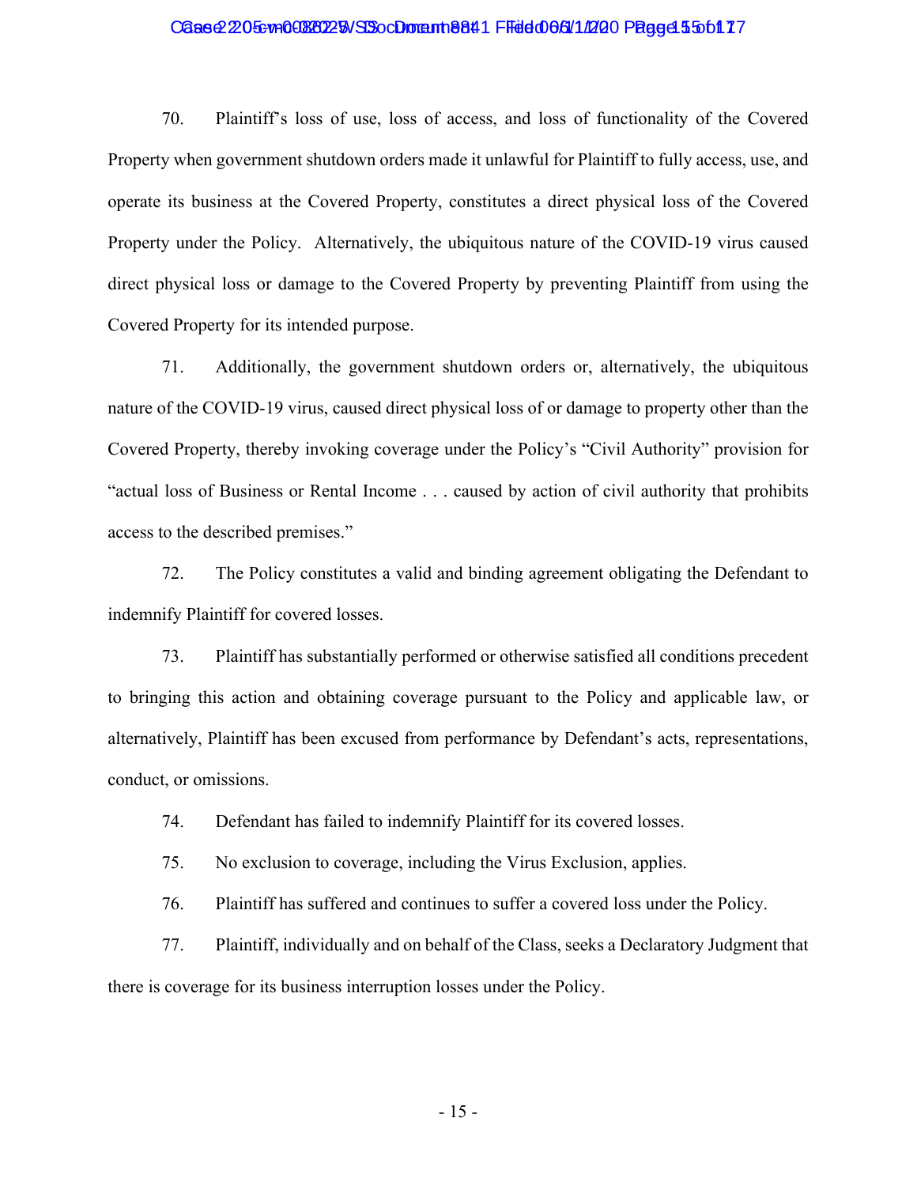70. Plaintiff's loss of use, loss of access, and loss of functionality of the Covered Property when government shutdown orders made it unlawful for Plaintiff to fully access, use, and operate its business at the Covered Property, constitutes a direct physical loss of the Covered Property under the Policy. Alternatively, the ubiquitous nature of the COVID-19 virus caused direct physical loss or damage to the Covered Property by preventing Plaintiff from using the Covered Property for its intended purpose.

71. Additionally, the government shutdown orders or, alternatively, the ubiquitous nature of the COVID-19 virus, caused direct physical loss of or damage to property other than the Covered Property, thereby invoking coverage under the Policy's "Civil Authority" provision for "actual loss of Business or Rental Income . . . caused by action of civil authority that prohibits access to the described premises."

72. The Policy constitutes a valid and binding agreement obligating the Defendant to indemnify Plaintiff for covered losses.

73. Plaintiff has substantially performed or otherwise satisfied all conditions precedent to bringing this action and obtaining coverage pursuant to the Policy and applicable law, or alternatively, Plaintiff has been excused from performance by Defendant's acts, representations, conduct, or omissions.

74. Defendant has failed to indemnify Plaintiff for its covered losses.

75. No exclusion to coverage, including the Virus Exclusion, applies.

76. Plaintiff has suffered and continues to suffer a covered loss under the Policy.

77. Plaintiff, individually and on behalf of the Class, seeks a Declaratory Judgment that there is coverage for its business interruption losses under the Policy.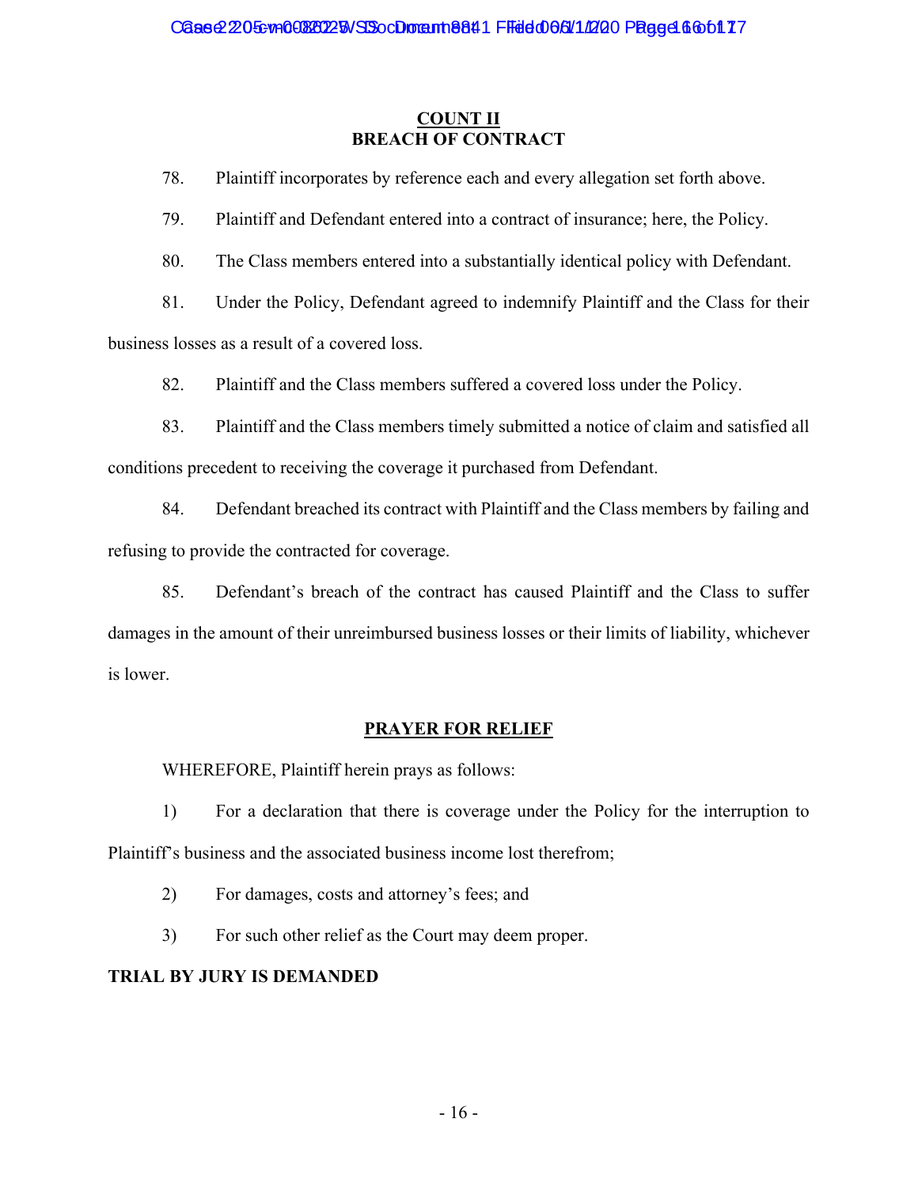## COUNT II
## BREACH OF CONTRACT

78. Plaintiff incorporates by reference each and every allegation set forth above.

79. Plaintiff and Defendant entered into a contract of insurance; here, the Policy.

80. The Class members entered into a substantially identical policy with Defendant.

81. Under the Policy, Defendant agreed to indemnify Plaintiff and the Class for their business losses as a result of a covered loss.

82. Plaintiff and the Class members suffered a covered loss under the Policy.

83. Plaintiff and the Class members timely submitted a notice of claim and satisfied all conditions precedent to receiving the coverage it purchased from Defendant.

84. Defendant breached its contract with Plaintiff and the Class members by failing and refusing to provide the contracted for coverage.

85. Defendant's breach of the contract has caused Plaintiff and the Class to suffer damages in the amount of their unreimbursed business losses or their limits of liability, whichever is lower.

## PRAYER FOR RELIEF

WHEREFORE, Plaintiff herein prays as follows:

1) For a declaration that there is coverage under the Policy for the interruption to Plaintiff's business and the associated business income lost therefrom;

2) For damages, costs and attorney's fees; and

3) For such other relief as the Court may deem proper.

**TRIAL BY JURY IS DEMANDED**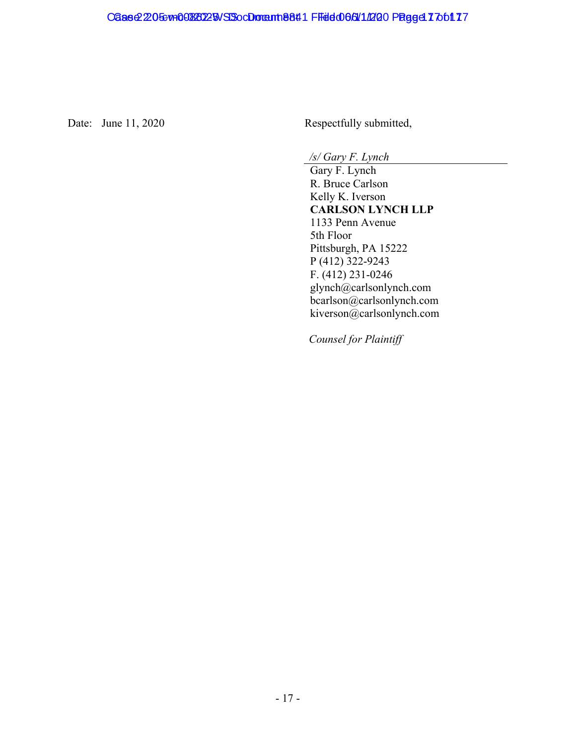Date: June 11, 2020

Respectfully submitted,

*/s/ Gary F. Lynch*

Gary F. Lynch
R. Bruce Carlson
Kelly K. Iverson
**CARLSON LYNCH LLP**
1133 Penn Avenue
5th Floor
Pittsburgh, PA 15222
P (412) 322-9243
F. (412) 231-0246
glynch@carlsonlynch.com
bcarlson@carlsonlynch.com
kiverson@carlsonlynch.com

*Counsel for Plaintiff*